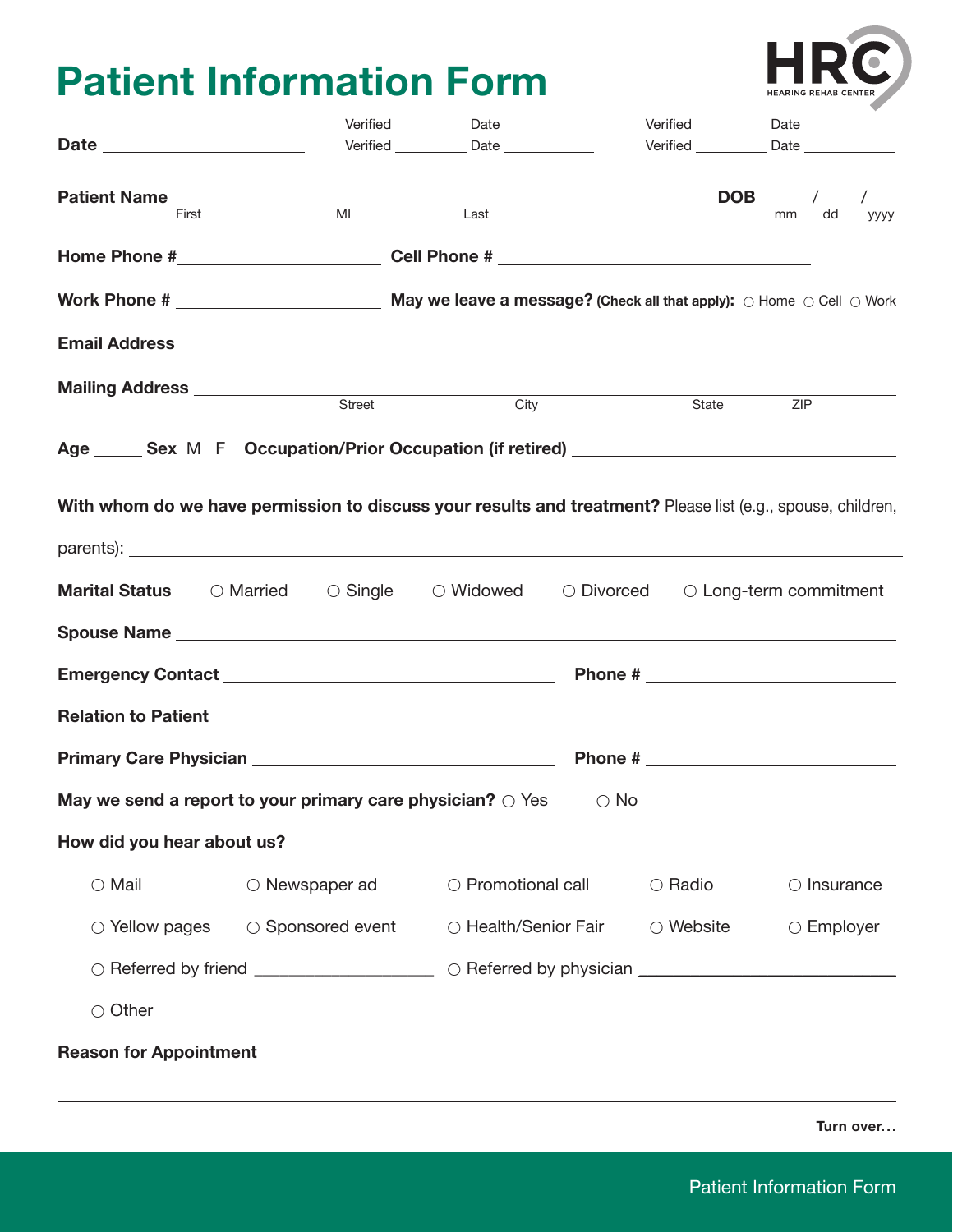# Patient Information Form

HRC HEARING REHAB CENTER

**Date** ____________________

Verified ________ Date __________ Verified ________ Date __________

Verified ________ Date __________ Verified ________ Date __________

**Patient Name** ______________________________________________ **DOB** ____/____/____

First MI Last mm dd yyyy

**Home Phone #** ____________________ **Cell Phone #** ______________________________

**Work Phone #** ____________________ **May we leave a message? (Check all that apply):** ○ Home ○ Cell ○ Work

**Email Address** ______________________________________________

**Mailing Address** ______________________________________________

Street City State ZIP

**Age** _____ **Sex** M F **Occupation/Prior Occupation (if retired)** ______________________________

**With whom do we have permission to discuss your results and treatment?** Please list (e.g., spouse, children, parents): ______________________________________________

**Marital Status** ○ Married ○ Single ○ Widowed ○ Divorced ○ Long-term commitment

**Spouse Name** ______________________________________________

**Emergency Contact** ______________________________ **Phone #** ______________________

**Relation to Patient** ______________________________________________

**Primary Care Physician** ______________________________ **Phone #** ______________________

**May we send a report to your primary care physician?** ○ Yes ○ No

**How did you hear about us?**

○ Mail ○ Newspaper ad ○ Promotional call ○ Radio ○ Insurance

○ Yellow pages ○ Sponsored event ○ Health/Senior Fair ○ Website ○ Employer

○ Referred by friend ________________ ○ Referred by physician ______________________

○ Other ______________________________________________

**Reason for Appointment** ______________________________________________

______________________________________________

**Turn over…**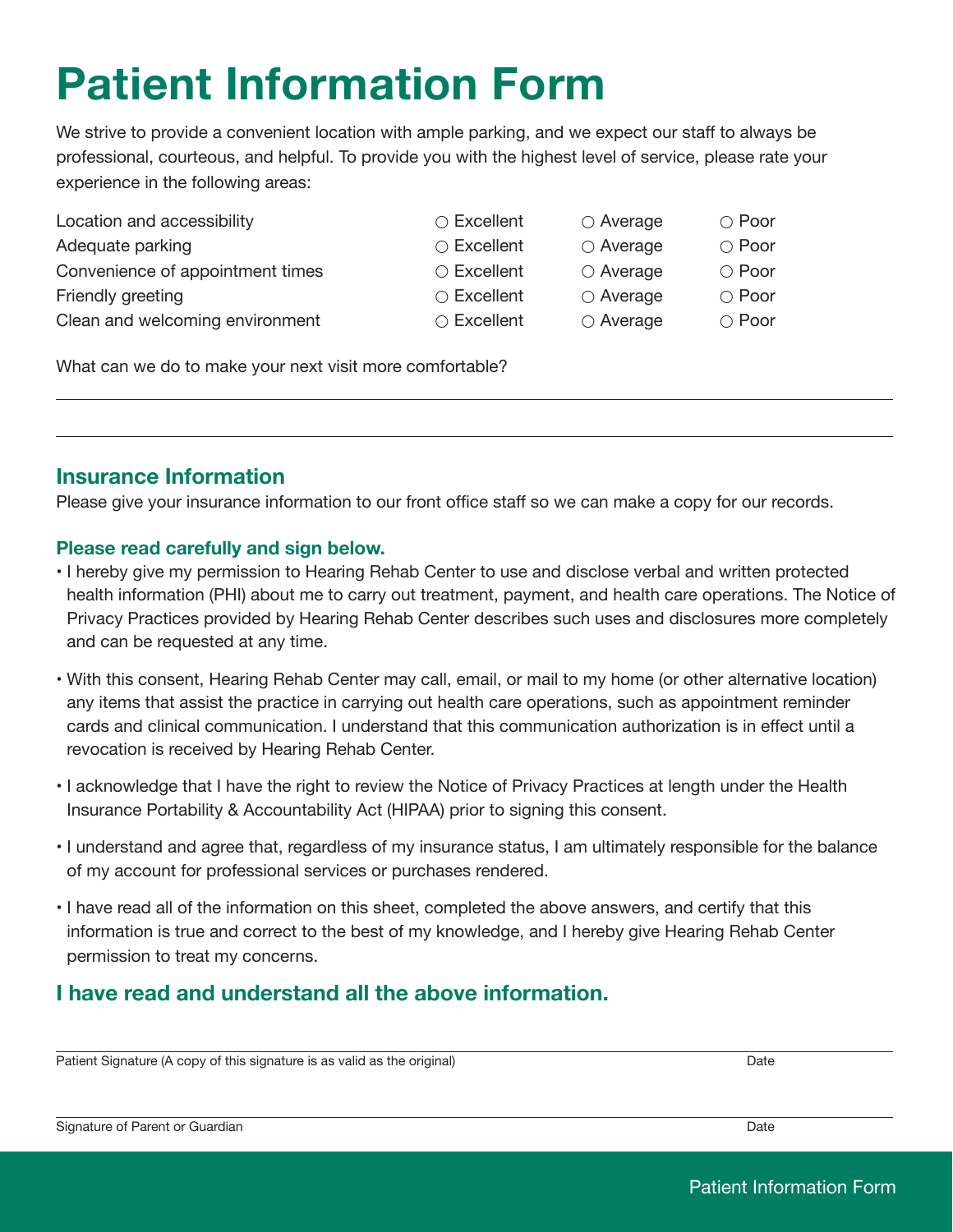# Patient Information Form

We strive to provide a convenient location with ample parking, and we expect our staff to always be professional, courteous, and helpful. To provide you with the highest level of service, please rate your experience in the following areas:

| | | | |
|---|---|---|---|
| Location and accessibility | ○ Excellent | ○ Average | ○ Poor |
| Adequate parking | ○ Excellent | ○ Average | ○ Poor |
| Convenience of appointment times | ○ Excellent | ○ Average | ○ Poor |
| Friendly greeting | ○ Excellent | ○ Average | ○ Poor |
| Clean and welcoming environment | ○ Excellent | ○ Average | ○ Poor |

What can we do to make your next visit more comfortable?

______________________________________________________________________

______________________________________________________________________

## Insurance Information

Please give your insurance information to our front office staff so we can make a copy for our records.

### Please read carefully and sign below.

- I hereby give my permission to Hearing Rehab Center to use and disclose verbal and written protected health information (PHI) about me to carry out treatment, payment, and health care operations. The Notice of Privacy Practices provided by Hearing Rehab Center describes such uses and disclosures more completely and can be requested at any time.
- With this consent, Hearing Rehab Center may call, email, or mail to my home (or other alternative location) any items that assist the practice in carrying out health care operations, such as appointment reminder cards and clinical communication. I understand that this communication authorization is in effect until a revocation is received by Hearing Rehab Center.
- I acknowledge that I have the right to review the Notice of Privacy Practices at length under the Health Insurance Portability & Accountability Act (HIPAA) prior to signing this consent.
- I understand and agree that, regardless of my insurance status, I am ultimately responsible for the balance of my account for professional services or purchases rendered.
- I have read all of the information on this sheet, completed the above answers, and certify that this information is true and correct to the best of my knowledge, and I hereby give Hearing Rehab Center permission to treat my concerns.

## I have read and understand all the above information.

______________________________________________________________________

Patient Signature (A copy of this signature is as valid as the original) Date

______________________________________________________________________

Signature of Parent or Guardian Date